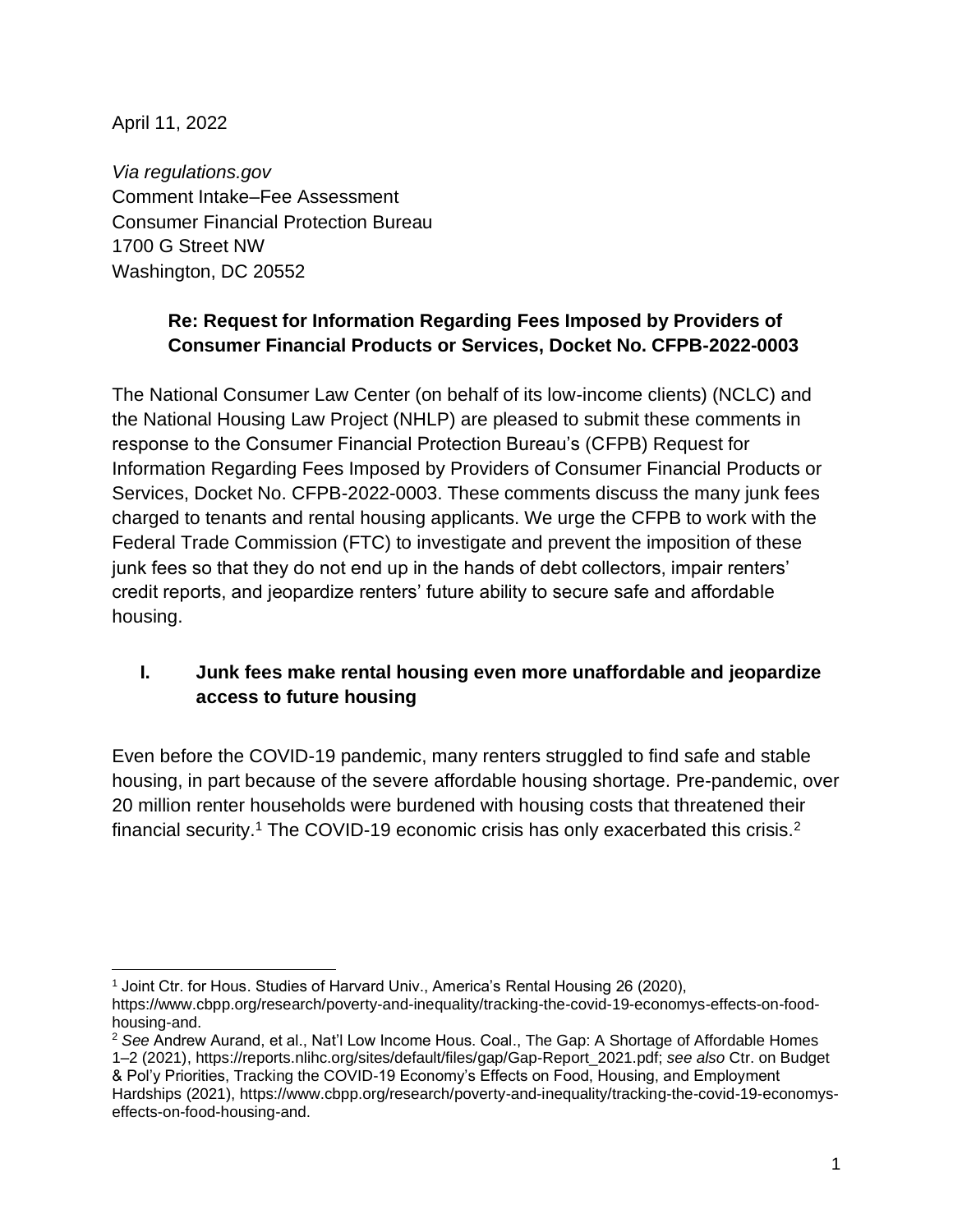April 11, 2022

*Via regulations.gov*
Comment Intake–Fee Assessment
Consumer Financial Protection Bureau
1700 G Street NW
Washington, DC 20552

**Re: Request for Information Regarding Fees Imposed by Providers of Consumer Financial Products or Services, Docket No. CFPB-2022-0003**

The National Consumer Law Center (on behalf of its low-income clients) (NCLC) and the National Housing Law Project (NHLP) are pleased to submit these comments in response to the Consumer Financial Protection Bureau's (CFPB) Request for Information Regarding Fees Imposed by Providers of Consumer Financial Products or Services, Docket No. CFPB-2022-0003. These comments discuss the many junk fees charged to tenants and rental housing applicants. We urge the CFPB to work with the Federal Trade Commission (FTC) to investigate and prevent the imposition of these junk fees so that they do not end up in the hands of debt collectors, impair renters' credit reports, and jeopardize renters' future ability to secure safe and affordable housing.

## I. Junk fees make rental housing even more unaffordable and jeopardize access to future housing

Even before the COVID-19 pandemic, many renters struggled to find safe and stable housing, in part because of the severe affordable housing shortage. Pre-pandemic, over 20 million renter households were burdened with housing costs that threatened their financial security.[1] The COVID-19 economic crisis has only exacerbated this crisis.[2]

---

[1] Joint Ctr. for Hous. Studies of Harvard Univ., America's Rental Housing 26 (2020), https://www.cbpp.org/research/poverty-and-inequality/tracking-the-covid-19-economys-effects-on-food-housing-and.

[2] *See* Andrew Aurand, et al., Nat'l Low Income Hous. Coal., The Gap: A Shortage of Affordable Homes 1–2 (2021), https://reports.nlihc.org/sites/default/files/gap/Gap-Report_2021.pdf; *see also* Ctr. on Budget & Pol'y Priorities, Tracking the COVID-19 Economy's Effects on Food, Housing, and Employment Hardships (2021), https://www.cbpp.org/research/poverty-and-inequality/tracking-the-covid-19-economys-effects-on-food-housing-and.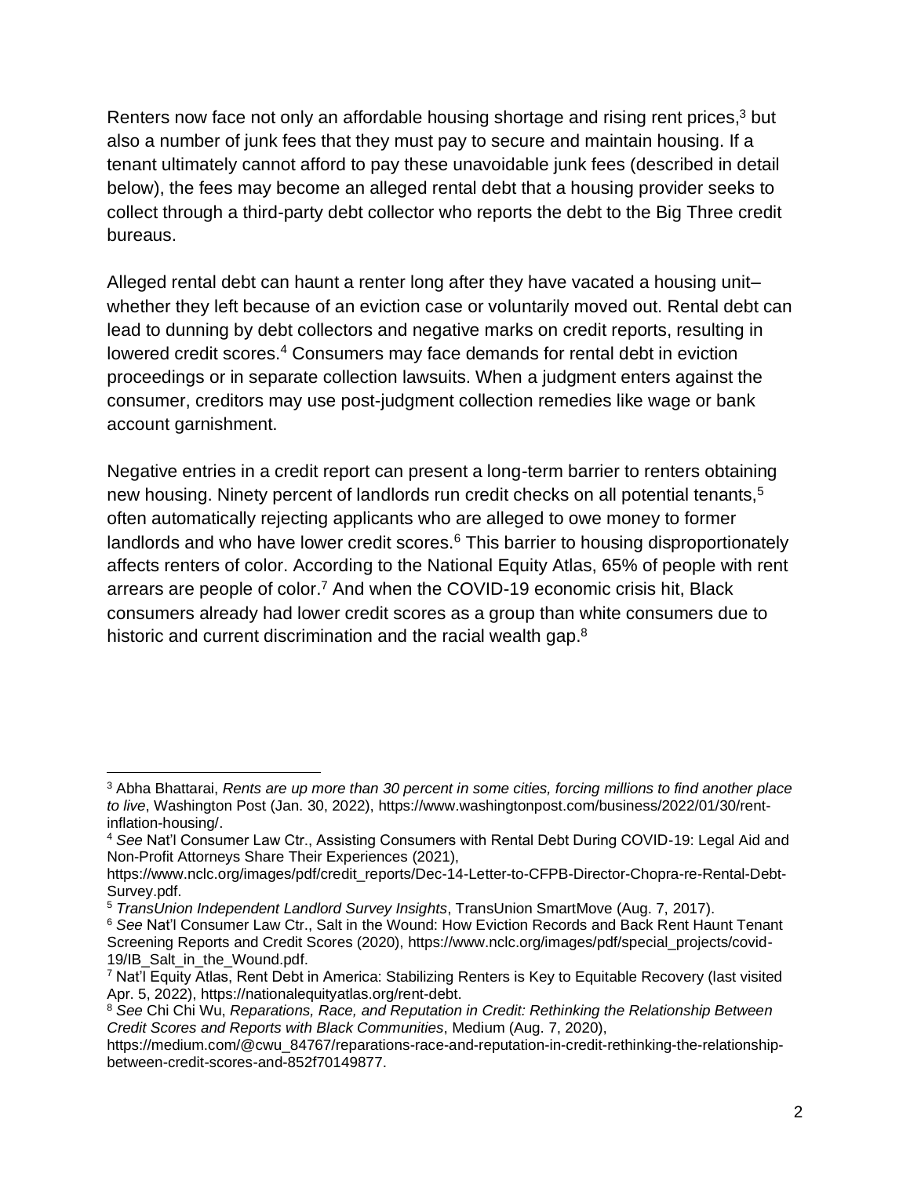Renters now face not only an affordable housing shortage and rising rent prices,[3] but also a number of junk fees that they must pay to secure and maintain housing. If a tenant ultimately cannot afford to pay these unavoidable junk fees (described in detail below), the fees may become an alleged rental debt that a housing provider seeks to collect through a third-party debt collector who reports the debt to the Big Three credit bureaus.

Alleged rental debt can haunt a renter long after they have vacated a housing unit–whether they left because of an eviction case or voluntarily moved out. Rental debt can lead to dunning by debt collectors and negative marks on credit reports, resulting in lowered credit scores.[4] Consumers may face demands for rental debt in eviction proceedings or in separate collection lawsuits. When a judgment enters against the consumer, creditors may use post-judgment collection remedies like wage or bank account garnishment.

Negative entries in a credit report can present a long-term barrier to renters obtaining new housing. Ninety percent of landlords run credit checks on all potential tenants,[5] often automatically rejecting applicants who are alleged to owe money to former landlords and who have lower credit scores.[6] This barrier to housing disproportionately affects renters of color. According to the National Equity Atlas, 65% of people with rent arrears are people of color.[7] And when the COVID-19 economic crisis hit, Black consumers already had lower credit scores as a group than white consumers due to historic and current discrimination and the racial wealth gap.[8]

---

[3] Abha Bhattarai, *Rents are up more than 30 percent in some cities, forcing millions to find another place to live*, Washington Post (Jan. 30, 2022), https://www.washingtonpost.com/business/2022/01/30/rent-inflation-housing/.

[4] *See* Nat'l Consumer Law Ctr., Assisting Consumers with Rental Debt During COVID-19: Legal Aid and Non-Profit Attorneys Share Their Experiences (2021), https://www.nclc.org/images/pdf/credit_reports/Dec-14-Letter-to-CFPB-Director-Chopra-re-Rental-Debt-Survey.pdf.

[5] *TransUnion Independent Landlord Survey Insights*, TransUnion SmartMove (Aug. 7, 2017).

[6] *See* Nat'l Consumer Law Ctr., Salt in the Wound: How Eviction Records and Back Rent Haunt Tenant Screening Reports and Credit Scores (2020), https://www.nclc.org/images/pdf/special_projects/covid-19/IB_Salt_in_the_Wound.pdf.

[7] Nat'l Equity Atlas, Rent Debt in America: Stabilizing Renters is Key to Equitable Recovery (last visited Apr. 5, 2022), https://nationalequityatlas.org/rent-debt.

[8] *See* Chi Chi Wu, *Reparations, Race, and Reputation in Credit: Rethinking the Relationship Between Credit Scores and Reports with Black Communities*, Medium (Aug. 7, 2020), https://medium.com/@cwu_84767/reparations-race-and-reputation-in-credit-rethinking-the-relationship-between-credit-scores-and-852f70149877.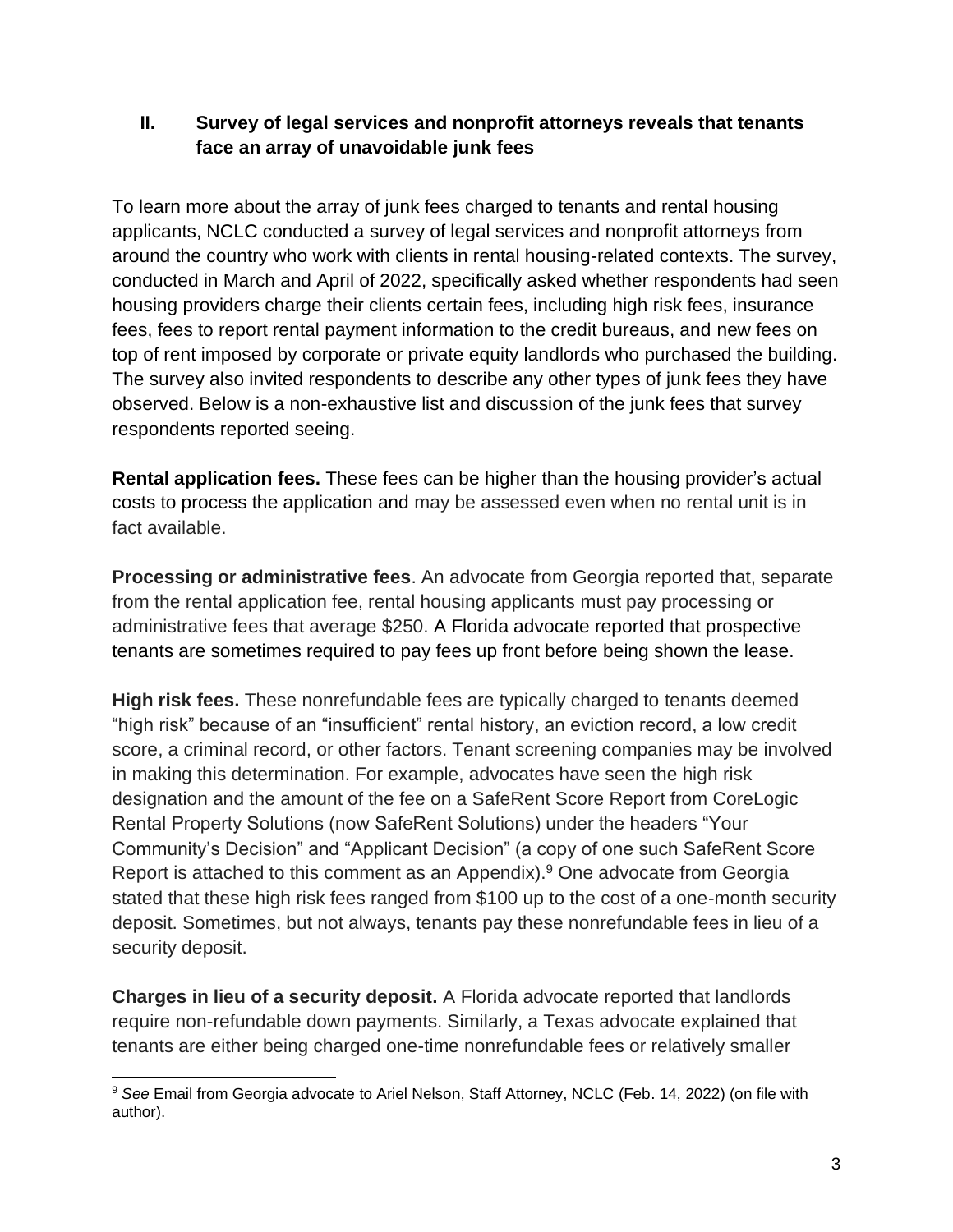## II. Survey of legal services and nonprofit attorneys reveals that tenants face an array of unavoidable junk fees

To learn more about the array of junk fees charged to tenants and rental housing applicants, NCLC conducted a survey of legal services and nonprofit attorneys from around the country who work with clients in rental housing-related contexts. The survey, conducted in March and April of 2022, specifically asked whether respondents had seen housing providers charge their clients certain fees, including high risk fees, insurance fees, fees to report rental payment information to the credit bureaus, and new fees on top of rent imposed by corporate or private equity landlords who purchased the building. The survey also invited respondents to describe any other types of junk fees they have observed. Below is a non-exhaustive list and discussion of the junk fees that survey respondents reported seeing.

**Rental application fees.** These fees can be higher than the housing provider's actual costs to process the application and may be assessed even when no rental unit is in fact available.

**Processing or administrative fees**. An advocate from Georgia reported that, separate from the rental application fee, rental housing applicants must pay processing or administrative fees that average $250. A Florida advocate reported that prospective tenants are sometimes required to pay fees up front before being shown the lease.

**High risk fees.** These nonrefundable fees are typically charged to tenants deemed "high risk" because of an "insufficient" rental history, an eviction record, a low credit score, a criminal record, or other factors. Tenant screening companies may be involved in making this determination. For example, advocates have seen the high risk designation and the amount of the fee on a SafeRent Score Report from CoreLogic Rental Property Solutions (now SafeRent Solutions) under the headers "Your Community's Decision" and "Applicant Decision" (a copy of one such SafeRent Score Report is attached to this comment as an Appendix).[9] One advocate from Georgia stated that these high risk fees ranged from $100 up to the cost of a one-month security deposit. Sometimes, but not always, tenants pay these nonrefundable fees in lieu of a security deposit.

**Charges in lieu of a security deposit.** A Florida advocate reported that landlords require non-refundable down payments. Similarly, a Texas advocate explained that tenants are either being charged one-time nonrefundable fees or relatively smaller

[9] *See* Email from Georgia advocate to Ariel Nelson, Staff Attorney, NCLC (Feb. 14, 2022) (on file with author).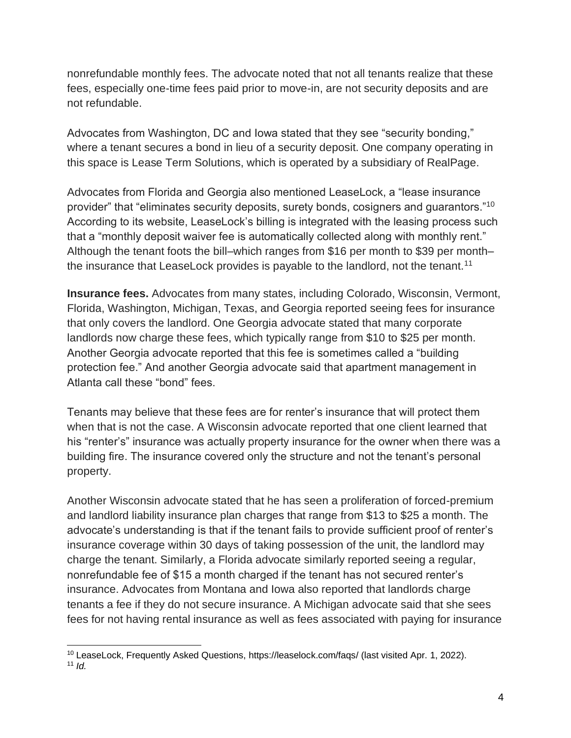nonrefundable monthly fees. The advocate noted that not all tenants realize that these fees, especially one-time fees paid prior to move-in, are not security deposits and are not refundable.

Advocates from Washington, DC and Iowa stated that they see "security bonding," where a tenant secures a bond in lieu of a security deposit. One company operating in this space is Lease Term Solutions, which is operated by a subsidiary of RealPage.

Advocates from Florida and Georgia also mentioned LeaseLock, a "lease insurance provider" that "eliminates security deposits, surety bonds, cosigners and guarantors."[10] According to its website, LeaseLock's billing is integrated with the leasing process such that a "monthly deposit waiver fee is automatically collected along with monthly rent." Although the tenant foots the bill–which ranges from $16 per month to $39 per month–the insurance that LeaseLock provides is payable to the landlord, not the tenant.[11]

**Insurance fees.** Advocates from many states, including Colorado, Wisconsin, Vermont, Florida, Washington, Michigan, Texas, and Georgia reported seeing fees for insurance that only covers the landlord. One Georgia advocate stated that many corporate landlords now charge these fees, which typically range from $10 to $25 per month. Another Georgia advocate reported that this fee is sometimes called a "building protection fee." And another Georgia advocate said that apartment management in Atlanta call these "bond" fees.

Tenants may believe that these fees are for renter's insurance that will protect them when that is not the case. A Wisconsin advocate reported that one client learned that his "renter's" insurance was actually property insurance for the owner when there was a building fire. The insurance covered only the structure and not the tenant's personal property.

Another Wisconsin advocate stated that he has seen a proliferation of forced-premium and landlord liability insurance plan charges that range from $13 to $25 a month. The advocate's understanding is that if the tenant fails to provide sufficient proof of renter's insurance coverage within 30 days of taking possession of the unit, the landlord may charge the tenant. Similarly, a Florida advocate similarly reported seeing a regular, nonrefundable fee of $15 a month charged if the tenant has not secured renter's insurance. Advocates from Montana and Iowa also reported that landlords charge tenants a fee if they do not secure insurance. A Michigan advocate said that she sees fees for not having rental insurance as well as fees associated with paying for insurance

---

[10] LeaseLock, Frequently Asked Questions, https://leaselock.com/faqs/ (last visited Apr. 1, 2022).

[11] *Id.*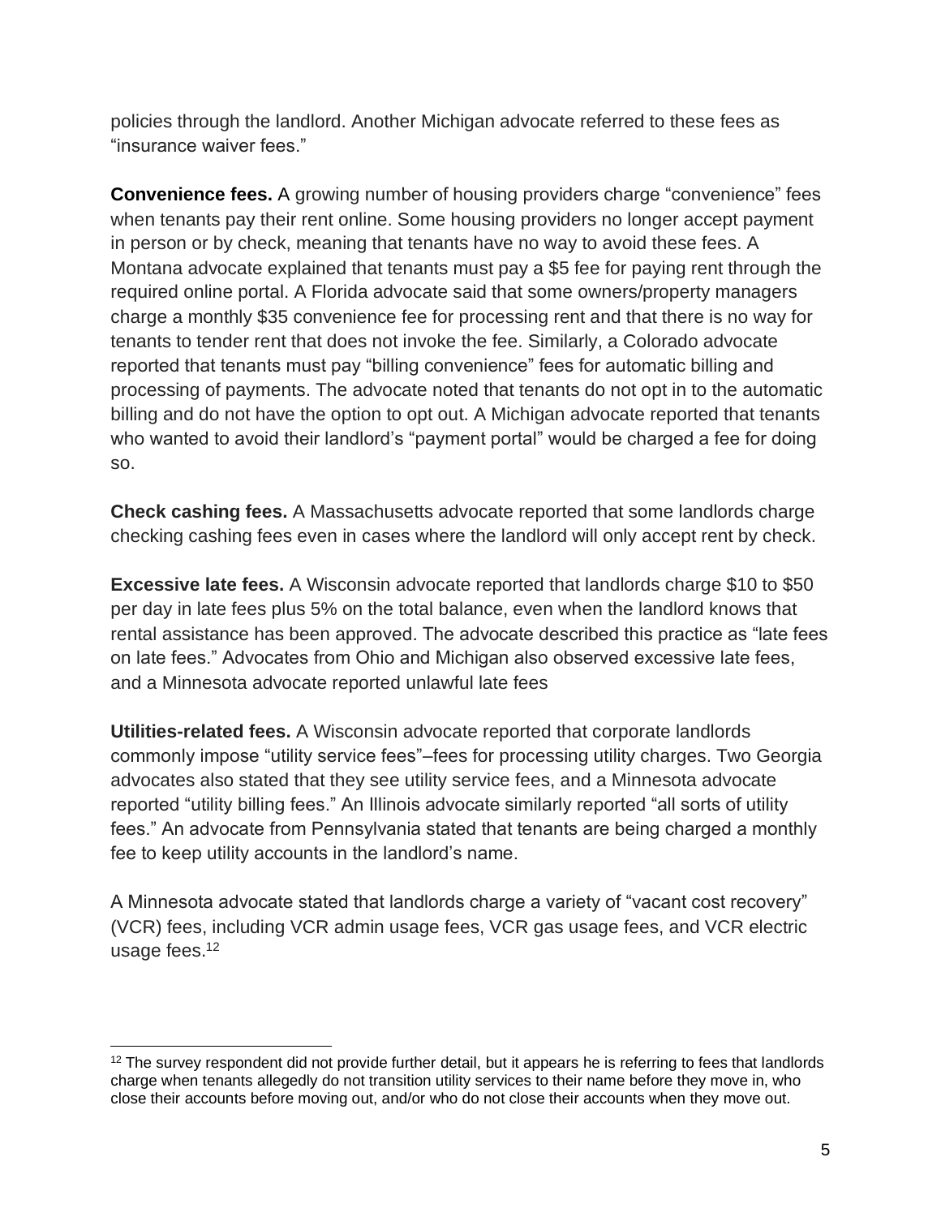policies through the landlord. Another Michigan advocate referred to these fees as "insurance waiver fees."

**Convenience fees.** A growing number of housing providers charge "convenience" fees when tenants pay their rent online. Some housing providers no longer accept payment in person or by check, meaning that tenants have no way to avoid these fees. A Montana advocate explained that tenants must pay a $5 fee for paying rent through the required online portal. A Florida advocate said that some owners/property managers charge a monthly $35 convenience fee for processing rent and that there is no way for tenants to tender rent that does not invoke the fee. Similarly, a Colorado advocate reported that tenants must pay "billing convenience" fees for automatic billing and processing of payments. The advocate noted that tenants do not opt in to the automatic billing and do not have the option to opt out. A Michigan advocate reported that tenants who wanted to avoid their landlord's "payment portal" would be charged a fee for doing so.

**Check cashing fees.** A Massachusetts advocate reported that some landlords charge checking cashing fees even in cases where the landlord will only accept rent by check.

**Excessive late fees.** A Wisconsin advocate reported that landlords charge $10 to $50 per day in late fees plus 5% on the total balance, even when the landlord knows that rental assistance has been approved. The advocate described this practice as "late fees on late fees." Advocates from Ohio and Michigan also observed excessive late fees, and a Minnesota advocate reported unlawful late fees

**Utilities-related fees.** A Wisconsin advocate reported that corporate landlords commonly impose "utility service fees"–fees for processing utility charges. Two Georgia advocates also stated that they see utility service fees, and a Minnesota advocate reported "utility billing fees." An Illinois advocate similarly reported "all sorts of utility fees." An advocate from Pennsylvania stated that tenants are being charged a monthly fee to keep utility accounts in the landlord's name.

A Minnesota advocate stated that landlords charge a variety of "vacant cost recovery" (VCR) fees, including VCR admin usage fees, VCR gas usage fees, and VCR electric usage fees.[12]

[12] The survey respondent did not provide further detail, but it appears he is referring to fees that landlords charge when tenants allegedly do not transition utility services to their name before they move in, who close their accounts before moving out, and/or who do not close their accounts when they move out.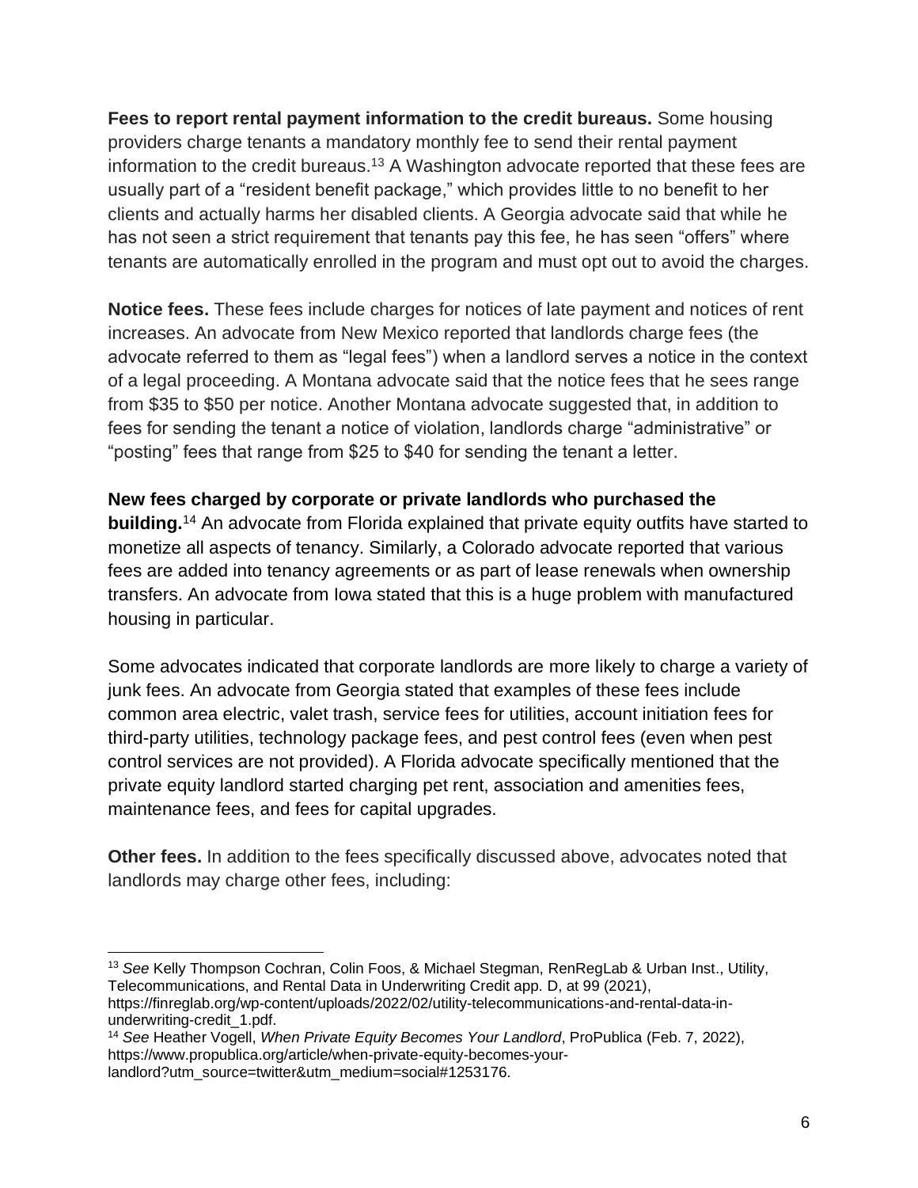**Fees to report rental payment information to the credit bureaus.** Some housing providers charge tenants a mandatory monthly fee to send their rental payment information to the credit bureaus.[13] A Washington advocate reported that these fees are usually part of a "resident benefit package," which provides little to no benefit to her clients and actually harms her disabled clients. A Georgia advocate said that while he has not seen a strict requirement that tenants pay this fee, he has seen "offers" where tenants are automatically enrolled in the program and must opt out to avoid the charges.

**Notice fees.** These fees include charges for notices of late payment and notices of rent increases. An advocate from New Mexico reported that landlords charge fees (the advocate referred to them as "legal fees") when a landlord serves a notice in the context of a legal proceeding. A Montana advocate said that the notice fees that he sees range from \$35 to \$50 per notice. Another Montana advocate suggested that, in addition to fees for sending the tenant a notice of violation, landlords charge "administrative" or "posting" fees that range from \$25 to \$40 for sending the tenant a letter.

**New fees charged by corporate or private landlords who purchased the building.**[14] An advocate from Florida explained that private equity outfits have started to monetize all aspects of tenancy. Similarly, a Colorado advocate reported that various fees are added into tenancy agreements or as part of lease renewals when ownership transfers. An advocate from Iowa stated that this is a huge problem with manufactured housing in particular.

Some advocates indicated that corporate landlords are more likely to charge a variety of junk fees. An advocate from Georgia stated that examples of these fees include common area electric, valet trash, service fees for utilities, account initiation fees for third-party utilities, technology package fees, and pest control fees (even when pest control services are not provided). A Florida advocate specifically mentioned that the private equity landlord started charging pet rent, association and amenities fees, maintenance fees, and fees for capital upgrades.

**Other fees.** In addition to the fees specifically discussed above, advocates noted that landlords may charge other fees, including:

---

[13] *See* Kelly Thompson Cochran, Colin Foos, & Michael Stegman, RenRegLab & Urban Inst., Utility, Telecommunications, and Rental Data in Underwriting Credit app. D, at 99 (2021), https://finreglab.org/wp-content/uploads/2022/02/utility-telecommunications-and-rental-data-in-underwriting-credit_1.pdf.

[14] *See* Heather Vogell, *When Private Equity Becomes Your Landlord*, ProPublica (Feb. 7, 2022), https://www.propublica.org/article/when-private-equity-becomes-your-landlord?utm_source=twitter&utm_medium=social#1253176.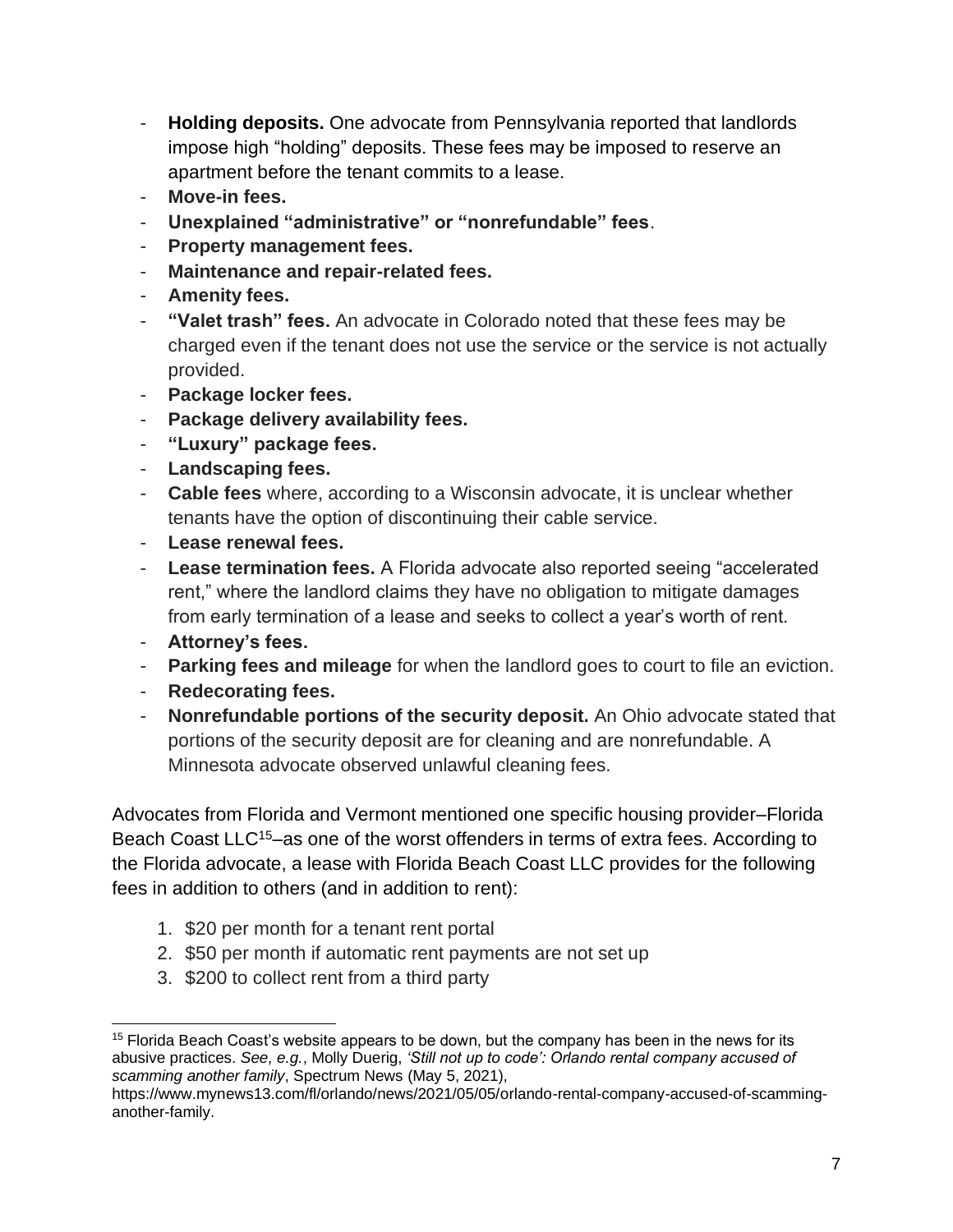- **Holding deposits.** One advocate from Pennsylvania reported that landlords impose high "holding" deposits. These fees may be imposed to reserve an apartment before the tenant commits to a lease.
- **Move-in fees.**
- **Unexplained "administrative" or "nonrefundable" fees**.
- **Property management fees.**
- **Maintenance and repair-related fees.**
- **Amenity fees.**
- **"Valet trash" fees.** An advocate in Colorado noted that these fees may be charged even if the tenant does not use the service or the service is not actually provided.
- **Package locker fees.**
- **Package delivery availability fees.**
- **"Luxury" package fees.**
- **Landscaping fees.**
- **Cable fees** where, according to a Wisconsin advocate, it is unclear whether tenants have the option of discontinuing their cable service.
- **Lease renewal fees.**
- **Lease termination fees.** A Florida advocate also reported seeing "accelerated rent," where the landlord claims they have no obligation to mitigate damages from early termination of a lease and seeks to collect a year's worth of rent.
- **Attorney's fees.**
- **Parking fees and mileage** for when the landlord goes to court to file an eviction.
- **Redecorating fees.**
- **Nonrefundable portions of the security deposit.** An Ohio advocate stated that portions of the security deposit are for cleaning and are nonrefundable. A Minnesota advocate observed unlawful cleaning fees.

Advocates from Florida and Vermont mentioned one specific housing provider–Florida Beach Coast LLC[15]–as one of the worst offenders in terms of extra fees. According to the Florida advocate, a lease with Florida Beach Coast LLC provides for the following fees in addition to others (and in addition to rent):

1. $20 per month for a tenant rent portal
2. $50 per month if automatic rent payments are not set up
3. $200 to collect rent from a third party

[15] Florida Beach Coast's website appears to be down, but the company has been in the news for its abusive practices. *See, e.g.*, Molly Duerig, *'Still not up to code': Orlando rental company accused of scamming another family*, Spectrum News (May 5, 2021), https://www.mynews13.com/fl/orlando/news/2021/05/05/orlando-rental-company-accused-of-scamming-another-family.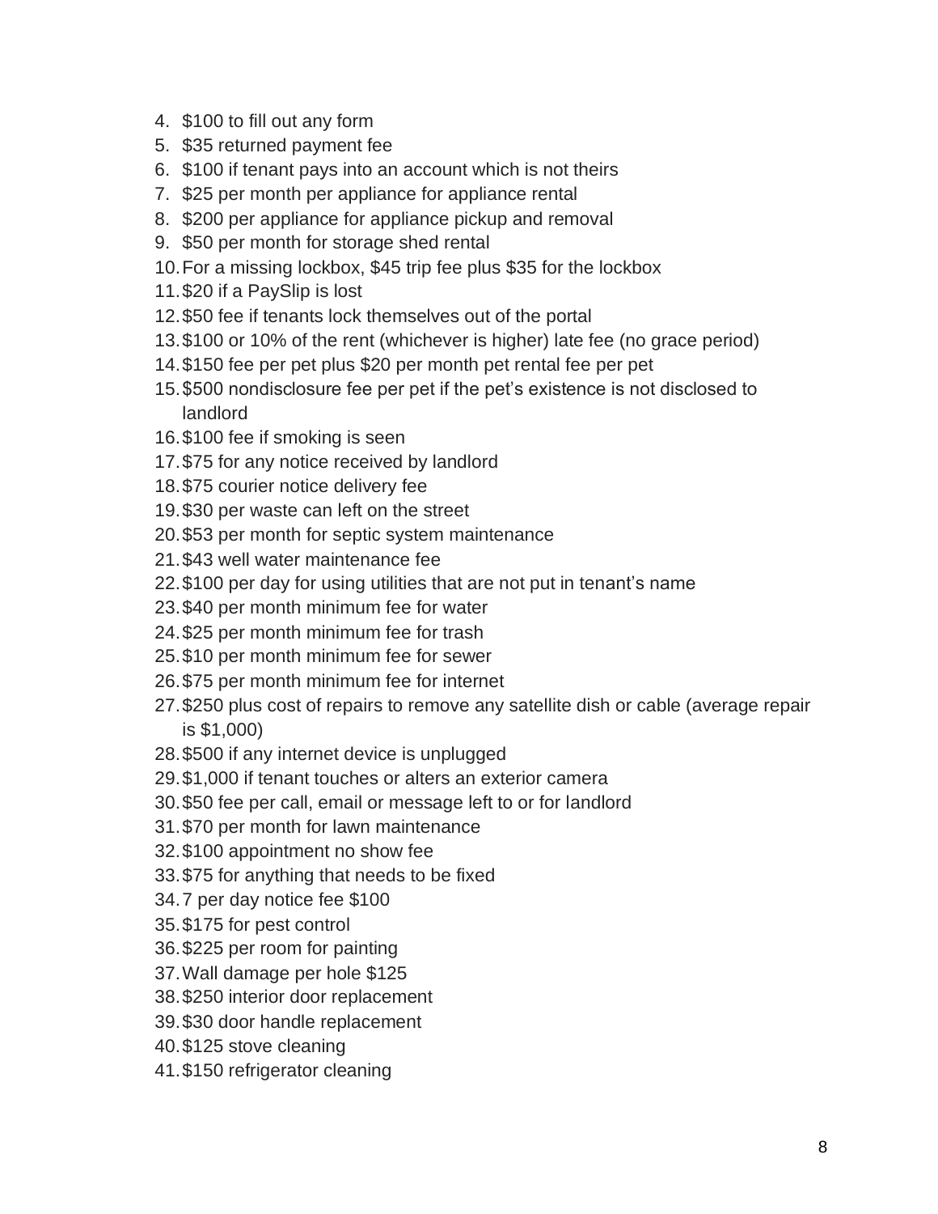4. $100 to fill out any form
5. $35 returned payment fee
6. $100 if tenant pays into an account which is not theirs
7. $25 per month per appliance for appliance rental
8. $200 per appliance for appliance pickup and removal
9. $50 per month for storage shed rental
10. For a missing lockbox, $45 trip fee plus $35 for the lockbox
11. $20 if a PaySlip is lost
12. $50 fee if tenants lock themselves out of the portal
13. $100 or 10% of the rent (whichever is higher) late fee (no grace period)
14. $150 fee per pet plus $20 per month pet rental fee per pet
15. $500 nondisclosure fee per pet if the pet's existence is not disclosed to landlord
16. $100 fee if smoking is seen
17. $75 for any notice received by landlord
18. $75 courier notice delivery fee
19. $30 per waste can left on the street
20. $53 per month for septic system maintenance
21. $43 well water maintenance fee
22. $100 per day for using utilities that are not put in tenant's name
23. $40 per month minimum fee for water
24. $25 per month minimum fee for trash
25. $10 per month minimum fee for sewer
26. $75 per month minimum fee for internet
27. $250 plus cost of repairs to remove any satellite dish or cable (average repair is $1,000)
28. $500 if any internet device is unplugged
29. $1,000 if tenant touches or alters an exterior camera
30. $50 fee per call, email or message left to or for landlord
31. $70 per month for lawn maintenance
32. $100 appointment no show fee
33. $75 for anything that needs to be fixed
34. 7 per day notice fee $100
35. $175 for pest control
36. $225 per room for painting
37. Wall damage per hole $125
38. $250 interior door replacement
39. $30 door handle replacement
40. $125 stove cleaning
41. $150 refrigerator cleaning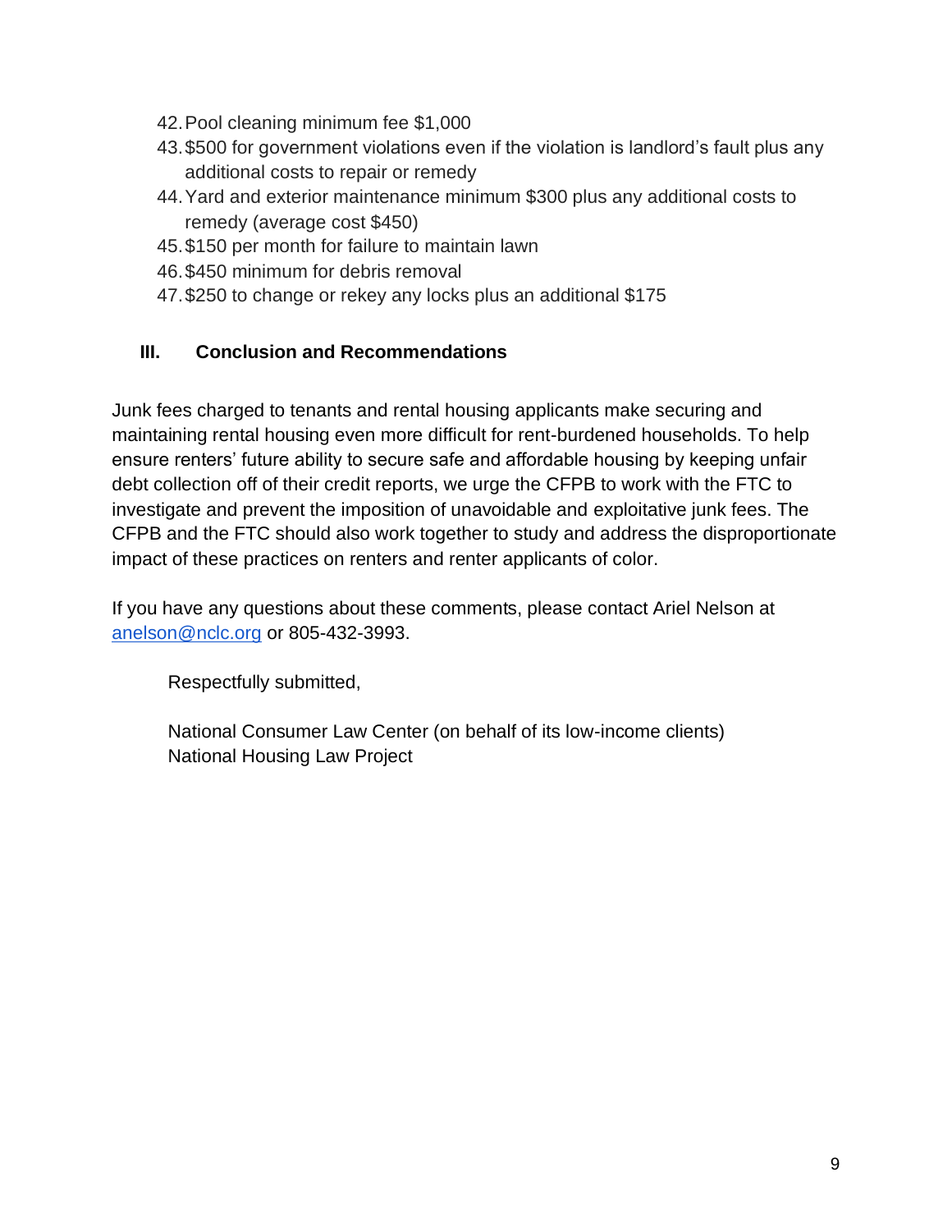42. Pool cleaning minimum fee $1,000
43. $500 for government violations even if the violation is landlord's fault plus any additional costs to repair or remedy
44. Yard and exterior maintenance minimum $300 plus any additional costs to remedy (average cost $450)
45. $150 per month for failure to maintain lawn
46. $450 minimum for debris removal
47. $250 to change or rekey any locks plus an additional $175

## III. Conclusion and Recommendations

Junk fees charged to tenants and rental housing applicants make securing and maintaining rental housing even more difficult for rent-burdened households. To help ensure renters' future ability to secure safe and affordable housing by keeping unfair debt collection off of their credit reports, we urge the CFPB to work with the FTC to investigate and prevent the imposition of unavoidable and exploitative junk fees. The CFPB and the FTC should also work together to study and address the disproportionate impact of these practices on renters and renter applicants of color.

If you have any questions about these comments, please contact Ariel Nelson at anelson@nclc.org or 805-432-3993.

Respectfully submitted,

National Consumer Law Center (on behalf of its low-income clients)
National Housing Law Project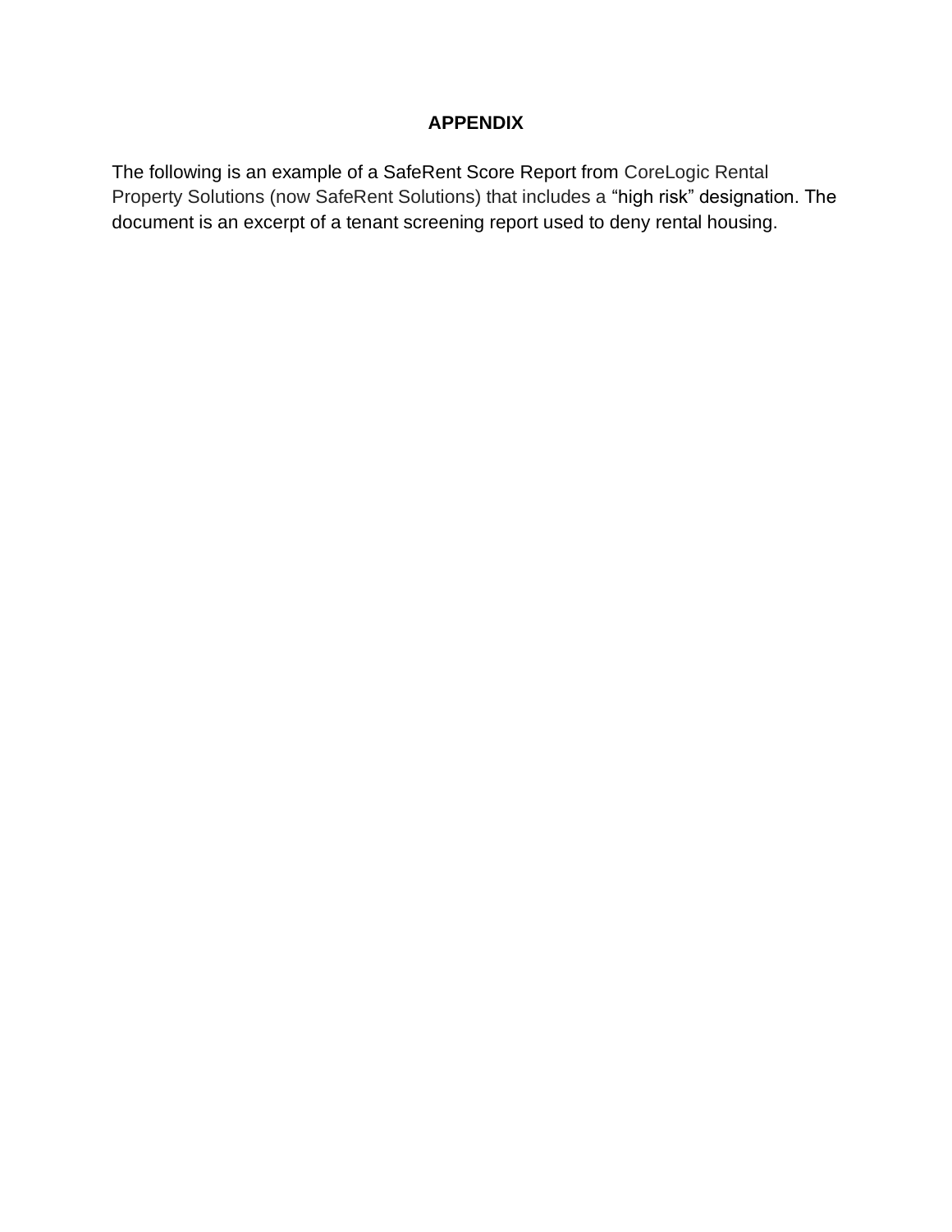**APPENDIX**

The following is an example of a SafeRent Score Report from CoreLogic Rental Property Solutions (now SafeRent Solutions) that includes a "high risk" designation. The document is an excerpt of a tenant screening report used to deny rental housing.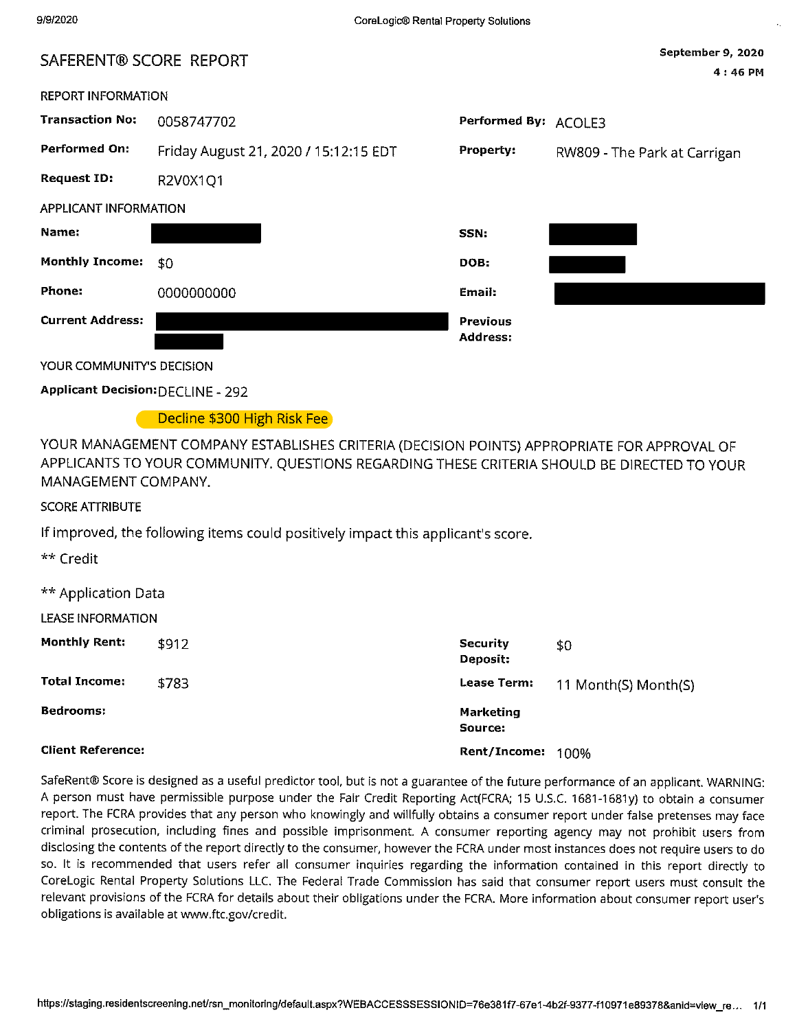# SAFERENT® SCORE REPORT

September 9, 2020
4 : 46 PM

## REPORT INFORMATION

| | | | |
|---|---|---|---|
| **Transaction No:** | 0058747702 | **Performed By:** | ACOLE3 |
| **Performed On:** | Friday August 21, 2020 / 15:12:15 EDT | **Property:** | RW809 - The Park at Carrigan |
| **Request ID:** | R2V0X1Q1 | | |

## APPLICANT INFORMATION

| | | | |
|---|---|---|---|
| **Name:** | | **SSN:** | |
| **Monthly Income:** | $0 | **DOB:** | |
| **Phone:** | 0000000000 | **Email:** | |
| **Current Address:** | | **Previous Address:** | |

## YOUR COMMUNITY'S DECISION

**Applicant Decision:** DECLINE - 292

Decline $300 High Risk Fee

YOUR MANAGEMENT COMPANY ESTABLISHES CRITERIA (DECISION POINTS) APPROPRIATE FOR APPROVAL OF APPLICANTS TO YOUR COMMUNITY. QUESTIONS REGARDING THESE CRITERIA SHOULD BE DIRECTED TO YOUR MANAGEMENT COMPANY.

## SCORE ATTRIBUTE

If improved, the following items could positively impact this applicant's score.

** Credit

** Application Data

## LEASE INFORMATION

| | | | |
|---|---|---|---|
| **Monthly Rent:** | $912 | **Security Deposit:** | $0 |
| **Total Income:** | $783 | **Lease Term:** | 11 Month(S) Month(S) |
| **Bedrooms:** | | **Marketing Source:** | |
| **Client Reference:** | | **Rent/Income:** | 100% |

SafeRent® Score is designed as a useful predictor tool, but is not a guarantee of the future performance of an applicant. WARNING: A person must have permissible purpose under the Fair Credit Reporting Act(FCRA; 15 U.S.C. 1681-1681y) to obtain a consumer report. The FCRA provides that any person who knowingly and willfully obtains a consumer report under false pretenses may face criminal prosecution, including fines and possible imprisonment. A consumer reporting agency may not prohibit users from disclosing the contents of the report directly to the consumer, however the FCRA under most instances does not require users to do so. It is recommended that users refer all consumer inquiries regarding the information contained in this report directly to CoreLogic Rental Property Solutions LLC. The Federal Trade Commission has said that consumer report users must consult the relevant provisions of the FCRA for details about their obligations under the FCRA. More information about consumer report user's obligations is available at www.ftc.gov/credit.